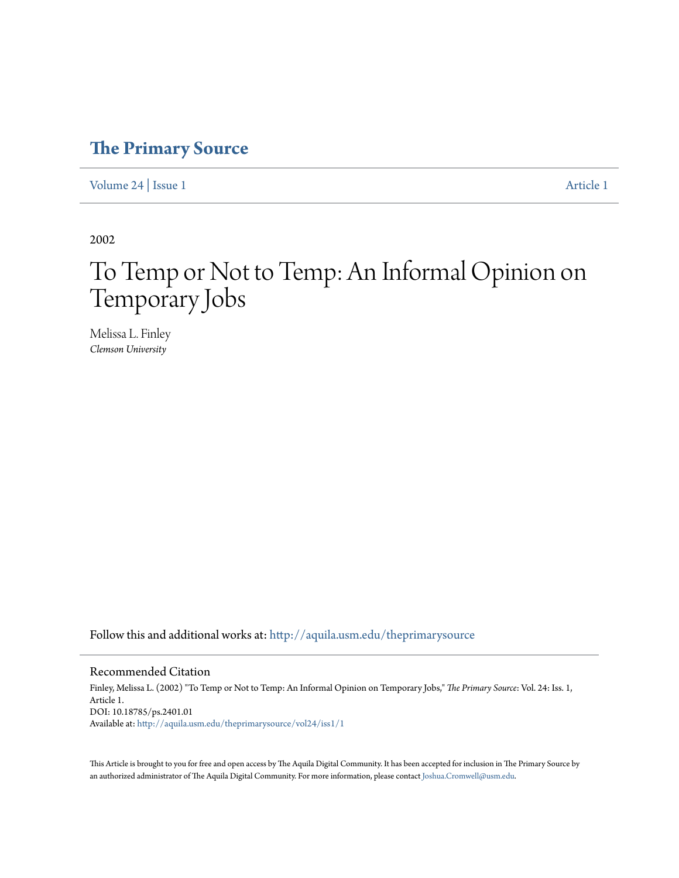# The Primary Source

Volume 24 | Issue 1 Article 1

2002

# To Temp or Not to Temp: An Informal Opinion on Temporary Jobs

Melissa L. Finley
*Clemson University*

Follow this and additional works at: http://aquila.usm.edu/theprimarysource

## Recommended Citation

Finley, Melissa L. (2002) "To Temp or Not to Temp: An Informal Opinion on Temporary Jobs," *The Primary Source*: Vol. 24: Iss. 1, Article 1.
DOI: 10.18785/ps.2401.01
Available at: http://aquila.usm.edu/theprimarysource/vol24/iss1/1

This Article is brought to you for free and open access by The Aquila Digital Community. It has been accepted for inclusion in The Primary Source by an authorized administrator of The Aquila Digital Community. For more information, please contact Joshua.Cromwell@usm.edu.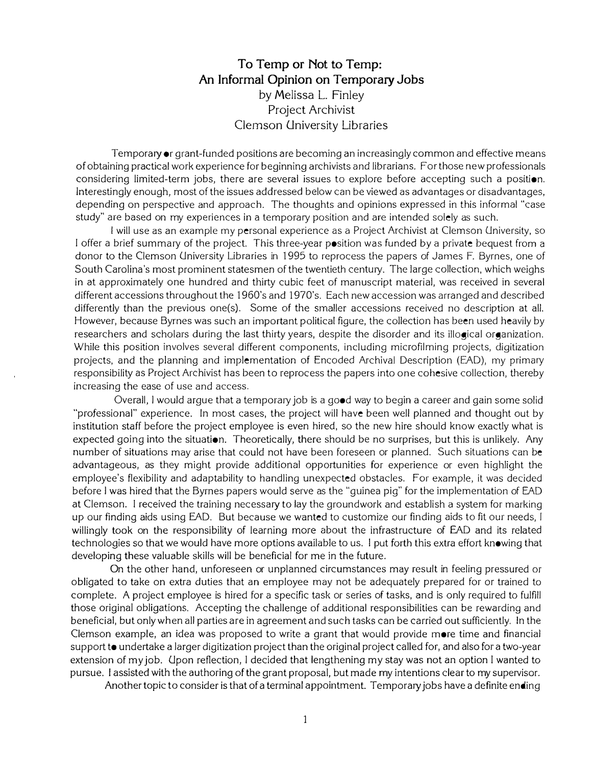# To Temp or Not to Temp: An Informal Opinion on Temporary Jobs

by Melissa L. Finley
Project Archivist
Clemson University Libraries

Temporary or grant-funded positions are becoming an increasingly common and effective means of obtaining practical work experience for beginning archivists and librarians. For those new professionals considering limited-term jobs, there are several issues to explore before accepting such a position. Interestingly enough, most of the issues addressed below can be viewed as advantages or disadvantages, depending on perspective and approach. The thoughts and opinions expressed in this informal "case study" are based on my experiences in a temporary position and are intended solely as such.

I will use as an example my personal experience as a Project Archivist at Clemson University, so I offer a brief summary of the project. This three-year position was funded by a private bequest from a donor to the Clemson University Libraries in 1995 to reprocess the papers of James F. Byrnes, one of South Carolina's most prominent statesmen of the twentieth century. The large collection, which weighs in at approximately one hundred and thirty cubic feet of manuscript material, was received in several different accessions throughout the 1960's and 1970's. Each new accession was arranged and described differently than the previous one(s). Some of the smaller accessions received no description at all. However, because Byrnes was such an important political figure, the collection has been used heavily by researchers and scholars during the last thirty years, despite the disorder and its illogical organization. While this position involves several different components, including microfilming projects, digitization projects, and the planning and implementation of Encoded Archival Description (EAD), my primary responsibility as Project Archivist has been to reprocess the papers into one cohesive collection, thereby increasing the ease of use and access.

Overall, I would argue that a temporary job is a good way to begin a career and gain some solid "professional" experience. In most cases, the project will have been well planned and thought out by institution staff before the project employee is even hired, so the new hire should know exactly what is expected going into the situation. Theoretically, there should be no surprises, but this is unlikely. Any number of situations may arise that could not have been foreseen or planned. Such situations can be advantageous, as they might provide additional opportunities for experience or even highlight the employee's flexibility and adaptability to handling unexpected obstacles. For example, it was decided before I was hired that the Byrnes papers would serve as the "guinea pig" for the implementation of EAD at Clemson. I received the training necessary to lay the groundwork and establish a system for marking up our finding aids using EAD. But because we wanted to customize our finding aids to fit our needs, I willingly took on the responsibility of learning more about the infrastructure of EAD and its related technologies so that we would have more options available to us. I put forth this extra effort knowing that developing these valuable skills will be beneficial for me in the future.

On the other hand, unforeseen or unplanned circumstances may result in feeling pressured or obligated to take on extra duties that an employee may not be adequately prepared for or trained to complete. A project employee is hired for a specific task or series of tasks, and is only required to fulfill those original obligations. Accepting the challenge of additional responsibilities can be rewarding and beneficial, but only when all parties are in agreement and such tasks can be carried out sufficiently. In the Clemson example, an idea was proposed to write a grant that would provide more time and financial support to undertake a larger digitization project than the original project called for, and also for a two-year extension of my job. Upon reflection, I decided that lengthening my stay was not an option I wanted to pursue. I assisted with the authoring of the grant proposal, but made my intentions clear to my supervisor.

Another topic to consider is that of a terminal appointment. Temporary jobs have a definite ending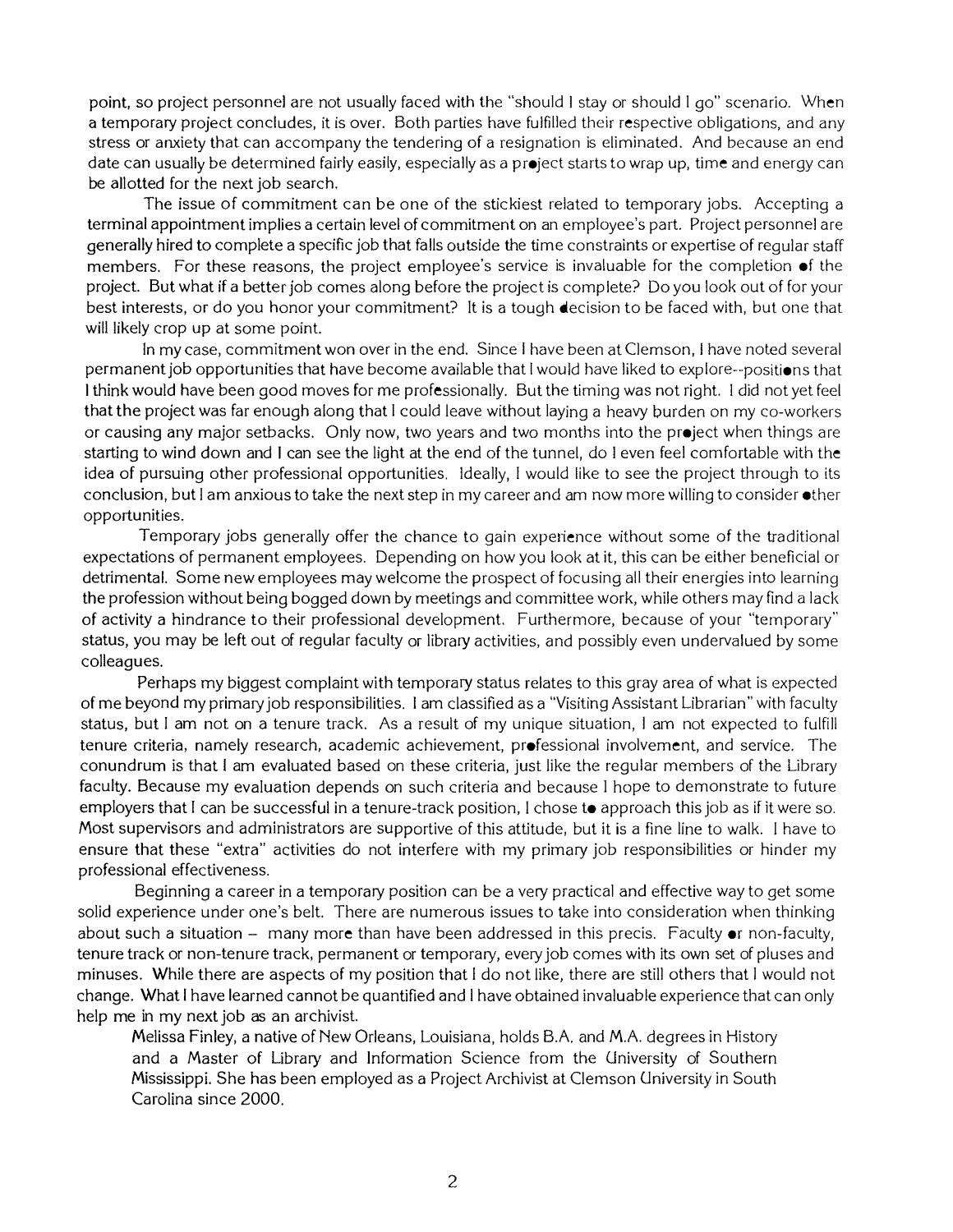point, so project personnel are not usually faced with the "should I stay or should I go" scenario. When a temporary project concludes, it is over. Both parties have fulfilled their respective obligations, and any stress or anxiety that can accompany the tendering of a resignation is eliminated. And because an end date can usually be determined fairly easily, especially as a project starts to wrap up, time and energy can be allotted for the next job search.

The issue of commitment can be one of the stickiest related to temporary jobs. Accepting a terminal appointment implies a certain level of commitment on an employee's part. Project personnel are generally hired to complete a specific job that falls outside the time constraints or expertise of regular staff members. For these reasons, the project employee's service is invaluable for the completion of the project. But what if a better job comes along before the project is complete? Do you look out of for your best interests, or do you honor your commitment? It is a tough decision to be faced with, but one that will likely crop up at some point.

In my case, commitment won over in the end. Since I have been at Clemson, I have noted several permanent job opportunities that have become available that I would have liked to explore--positions that I think would have been good moves for me professionally. But the timing was not right. I did not yet feel that the project was far enough along that I could leave without laying a heavy burden on my co-workers or causing any major setbacks. Only now, two years and two months into the project when things are starting to wind down and I can see the light at the end of the tunnel, do I even feel comfortable with the idea of pursuing other professional opportunities. Ideally, I would like to see the project through to its conclusion, but I am anxious to take the next step in my career and am now more willing to consider other opportunities.

Temporary jobs generally offer the chance to gain experience without some of the traditional expectations of permanent employees. Depending on how you look at it, this can be either beneficial or detrimental. Some new employees may welcome the prospect of focusing all their energies into learning the profession without being bogged down by meetings and committee work, while others may find a lack of activity a hindrance to their professional development. Furthermore, because of your "temporary" status, you may be left out of regular faculty or library activities, and possibly even undervalued by some colleagues.

Perhaps my biggest complaint with temporary status relates to this gray area of what is expected of me beyond my primary job responsibilities. I am classified as a "Visiting Assistant Librarian" with faculty status, but I am not on a tenure track. As a result of my unique situation, I am not expected to fulfill tenure criteria, namely research, academic achievement, professional involvement, and service. The conundrum is that I am evaluated based on these criteria, just like the regular members of the Library faculty. Because my evaluation depends on such criteria and because I hope to demonstrate to future employers that I can be successful in a tenure-track position, I chose to approach this job as if it were so. Most supervisors and administrators are supportive of this attitude, but it is a fine line to walk. I have to ensure that these "extra" activities do not interfere with my primary job responsibilities or hinder my professional effectiveness.

Beginning a career in a temporary position can be a very practical and effective way to get some solid experience under one's belt. There are numerous issues to take into consideration when thinking about such a situation – many more than have been addressed in this precis. Faculty or non-faculty, tenure track or non-tenure track, permanent or temporary, every job comes with its own set of pluses and minuses. While there are aspects of my position that I do not like, there are still others that I would not change. What I have learned cannot be quantified and I have obtained invaluable experience that can only help me in my next job as an archivist.

Melissa Finley, a native of New Orleans, Louisiana, holds B.A. and M.A. degrees in History and a Master of Library and Information Science from the University of Southern Mississippi. She has been employed as a Project Archivist at Clemson University in South Carolina since 2000.